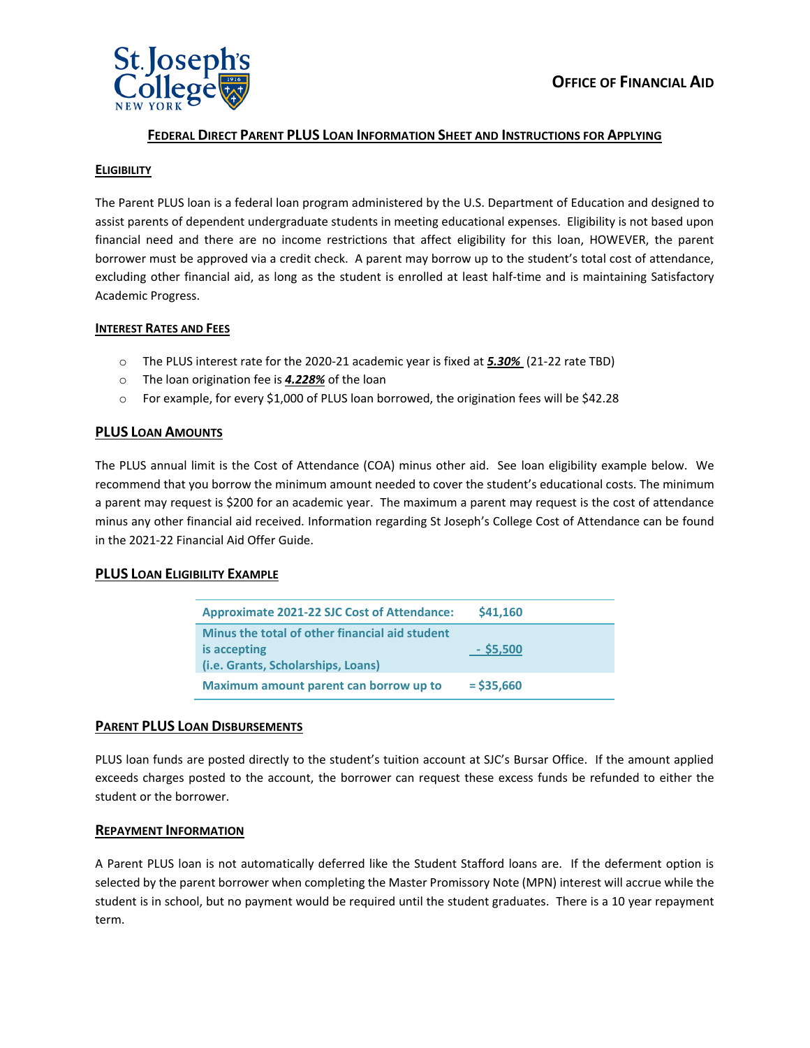St. Joseph's College NEW YORK

**OFFICE OF FINANCIAL AID**

## FEDERAL DIRECT PARENT PLUS LOAN INFORMATION SHEET AND INSTRUCTIONS FOR APPLYING

### ELIGIBILITY

The Parent PLUS loan is a federal loan program administered by the U.S. Department of Education and designed to assist parents of dependent undergraduate students in meeting educational expenses. Eligibility is not based upon financial need and there are no income restrictions that affect eligibility for this loan, HOWEVER, the parent borrower must be approved via a credit check. A parent may borrow up to the student's total cost of attendance, excluding other financial aid, as long as the student is enrolled at least half-time and is maintaining Satisfactory Academic Progress.

### INTEREST RATES AND FEES

- The PLUS interest rate for the 2020-21 academic year is fixed at ***5.30%*** (21-22 rate TBD)
- The loan origination fee is ***4.228%*** of the loan
- For example, for every $1,000 of PLUS loan borrowed, the origination fees will be $42.28

### PLUS LOAN AMOUNTS

The PLUS annual limit is the Cost of Attendance (COA) minus other aid. See loan eligibility example below. We recommend that you borrow the minimum amount needed to cover the student's educational costs. The minimum a parent may request is $200 for an academic year. The maximum a parent may request is the cost of attendance minus any other financial aid received. Information regarding St Joseph's College Cost of Attendance can be found in the 2021-22 Financial Aid Offer Guide.

### PLUS LOAN ELIGIBILITY EXAMPLE

| | |
|---|---|
| **Approximate 2021-22 SJC Cost of Attendance:** | **$41,160** |
| **Minus the total of other financial aid student is accepting (i.e. Grants, Scholarships, Loans)** | **- $5,500** |
| **Maximum amount parent can borrow up to** | **= $35,660** |

### PARENT PLUS LOAN DISBURSEMENTS

PLUS loan funds are posted directly to the student's tuition account at SJC's Bursar Office. If the amount applied exceeds charges posted to the account, the borrower can request these excess funds be refunded to either the student or the borrower.

### REPAYMENT INFORMATION

A Parent PLUS loan is not automatically deferred like the Student Stafford loans are. If the deferment option is selected by the parent borrower when completing the Master Promissory Note (MPN) interest will accrue while the student is in school, but no payment would be required until the student graduates. There is a 10 year repayment term.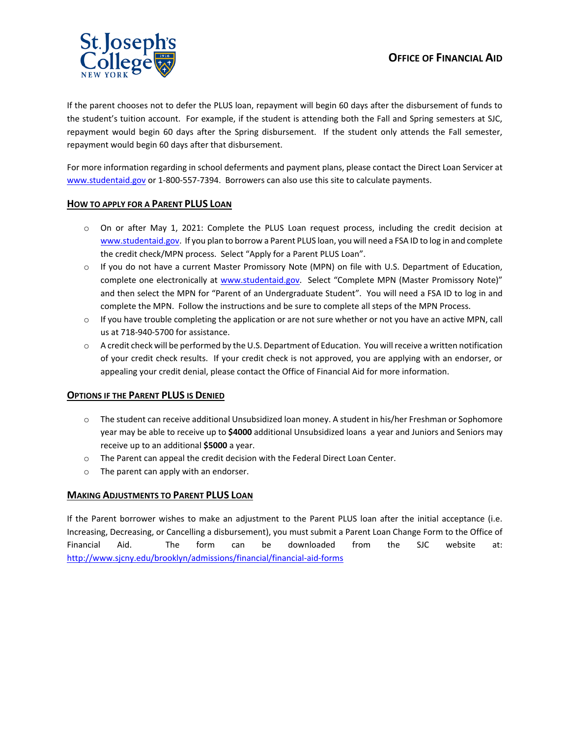If the parent chooses not to defer the PLUS loan, repayment will begin 60 days after the disbursement of funds to the student's tuition account. For example, if the student is attending both the Fall and Spring semesters at SJC, repayment would begin 60 days after the Spring disbursement. If the student only attends the Fall semester, repayment would begin 60 days after that disbursement.

For more information regarding in school deferments and payment plans, please contact the Direct Loan Servicer at www.studentaid.gov or 1-800-557-7394. Borrowers can also use this site to calculate payments.

## How to apply for a Parent PLUS Loan

- On or after May 1, 2021: Complete the PLUS Loan request process, including the credit decision at www.studentaid.gov. If you plan to borrow a Parent PLUS loan, you will need a FSA ID to log in and complete the credit check/MPN process. Select "Apply for a Parent PLUS Loan".
- If you do not have a current Master Promissory Note (MPN) on file with U.S. Department of Education, complete one electronically at www.studentaid.gov. Select "Complete MPN (Master Promissory Note)" and then select the MPN for "Parent of an Undergraduate Student". You will need a FSA ID to log in and complete the MPN. Follow the instructions and be sure to complete all steps of the MPN Process.
- If you have trouble completing the application or are not sure whether or not you have an active MPN, call us at 718-940-5700 for assistance.
- A credit check will be performed by the U.S. Department of Education. You will receive a written notification of your credit check results. If your credit check is not approved, you are applying with an endorser, or appealing your credit denial, please contact the Office of Financial Aid for more information.

## Options if the Parent PLUS is Denied

- The student can receive additional Unsubsidized loan money. A student in his/her Freshman or Sophomore year may be able to receive up to **$4000** additional Unsubsidized loans a year and Juniors and Seniors may receive up to an additional **$5000** a year.
- The Parent can appeal the credit decision with the Federal Direct Loan Center.
- The parent can apply with an endorser.

## Making Adjustments to Parent PLUS Loan

If the Parent borrower wishes to make an adjustment to the Parent PLUS loan after the initial acceptance (i.e. Increasing, Decreasing, or Cancelling a disbursement), you must submit a Parent Loan Change Form to the Office of Financial Aid. The form can be downloaded from the SJC website at: http://www.sjcny.edu/brooklyn/admissions/financial/financial-aid-forms